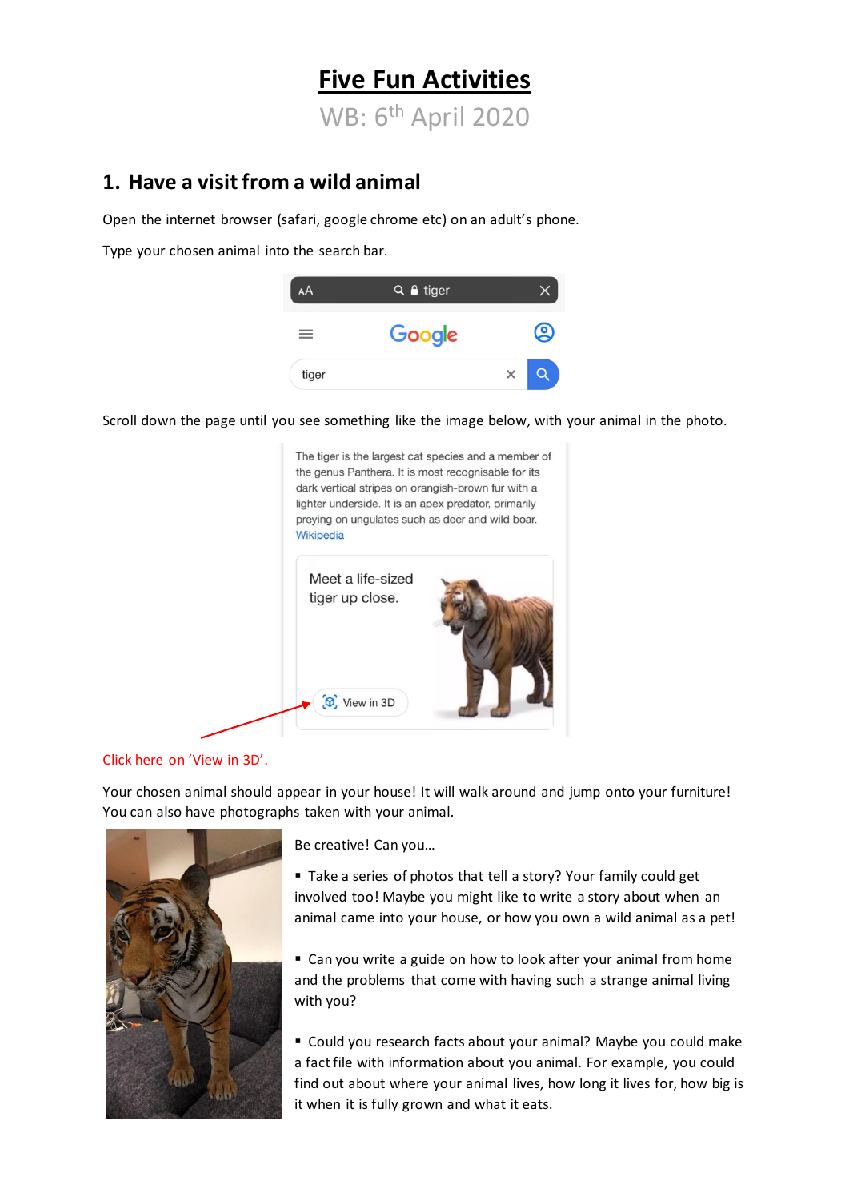# Five Fun Activities

WB: 6th April 2020

## 1. Have a visit from a wild animal

Open the internet browser (safari, google chrome etc) on an adult's phone.

Type your chosen animal into the search bar.

Scroll down the page until you see something like the image below, with your animal in the photo.

Click here on 'View in 3D'.

Your chosen animal should appear in your house! It will walk around and jump onto your furniture! You can also have photographs taken with your animal.

Be creative! Can you...

- Take a series of photos that tell a story? Your family could get involved too! Maybe you might like to write a story about when an animal came into your house, or how you own a wild animal as a pet!

- Can you write a guide on how to look after your animal from home and the problems that come with having such a strange animal living with you?

- Could you research facts about your animal? Maybe you could make a fact file with information about you animal. For example, you could find out about where your animal lives, how long it lives for, how big is it when it is fully grown and what it eats.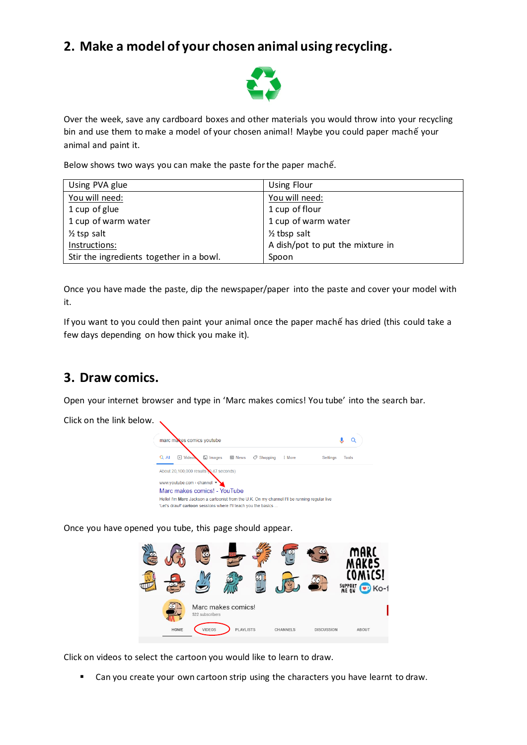## 2. Make a model of your chosen animal using recycling.

Over the week, save any cardboard boxes and other materials you would throw into your recycling bin and use them to make a model of your chosen animal! Maybe you could paper machế your animal and paint it.

Below shows two ways you can make the paste for the paper machế.

| Using PVA glue | Using Flour |
|---|---|
| You will need: | You will need: |
| 1 cup of glue | 1 cup of flour |
| 1 cup of warm water | 1 cup of warm water |
| ½ tsp salt | ½ tbsp salt |
| Instructions: | A dish/pot to put the mixture in |
| Stir the ingredients together in a bowl. | Spoon |

Once you have made the paste, dip the newspaper/paper into the paste and cover your model with it.

If you want to you could then paint your animal once the paper machế has dried (this could take a few days depending on how thick you make it).

## 3. Draw comics.

Open your internet browser and type in 'Marc makes comics! You tube' into the search bar.

Click on the link below.

Once you have opened you tube, this page should appear.

Click on videos to select the cartoon you would like to learn to draw.

- Can you create your own cartoon strip using the characters you have learnt to draw.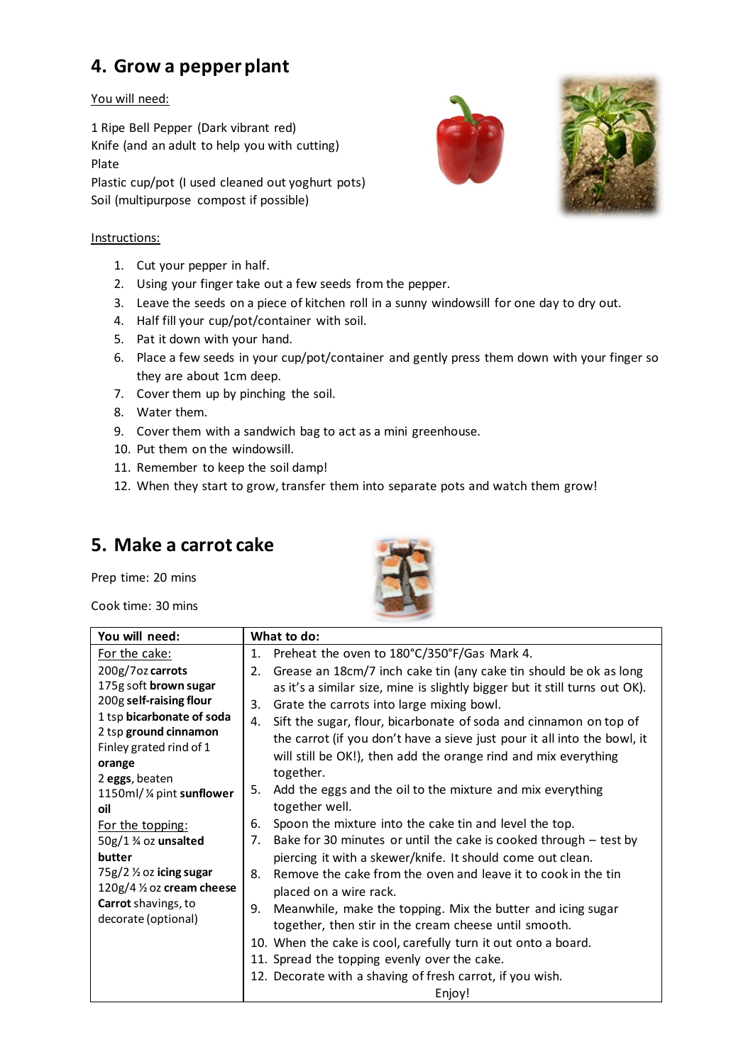## 4. Grow a pepper plant

<u>You will need:</u>

1 Ripe Bell Pepper (Dark vibrant red)
Knife (and an adult to help you with cutting)
Plate
Plastic cup/pot (I used cleaned out yoghurt pots)
Soil (multipurpose compost if possible)

<u>Instructions:</u>

1. Cut your pepper in half.
2. Using your finger take out a few seeds from the pepper.
3. Leave the seeds on a piece of kitchen roll in a sunny windowsill for one day to dry out.
4. Half fill your cup/pot/container with soil.
5. Pat it down with your hand.
6. Place a few seeds in your cup/pot/container and gently press them down with your finger so they are about 1cm deep.
7. Cover them up by pinching the soil.
8. Water them.
9. Cover them with a sandwich bag to act as a mini greenhouse.
10. Put them on the windowsill.
11. Remember to keep the soil damp!
12. When they start to grow, transfer them into separate pots and watch them grow!

## 5. Make a carrot cake

Prep time: 20 mins

Cook time: 30 mins

| You will need: | What to do: |
|---|---|
| <u>For the cake:</u><br>200g/7oz **carrots**<br>175g soft **brown sugar**<br>200g **self-raising flour**<br>1 tsp **bicarbonate of soda**<br>2 tsp **ground cinnamon**<br>Finley grated rind of 1 **orange**<br>2 **eggs**, beaten<br>1150ml/ ¼ pint **sunflower oil**<br><u>For the topping:</u><br>50g/1 ¾ oz **unsalted butter**<br>75g/2 ½ oz **icing sugar**<br>120g/4 ½ oz **cream cheese**<br>**Carrot** shavings, to decorate (optional) | 1. Preheat the oven to 180°C/350°F/Gas Mark 4.<br>2. Grease an 18cm/7 inch cake tin (any cake tin should be ok as long as it's a similar size, mine is slightly bigger but it still turns out OK).<br>3. Grate the carrots into large mixing bowl.<br>4. Sift the sugar, flour, bicarbonate of soda and cinnamon on top of the carrot (if you don't have a sieve just pour it all into the bowl, it will still be OK!), then add the orange rind and mix everything together.<br>5. Add the eggs and the oil to the mixture and mix everything together well.<br>6. Spoon the mixture into the cake tin and level the top.<br>7. Bake for 30 minutes or until the cake is cooked through – test by piercing it with a skewer/knife. It should come out clean.<br>8. Remove the cake from the oven and leave it to cook in the tin placed on a wire rack.<br>9. Meanwhile, make the topping. Mix the butter and icing sugar together, then stir in the cream cheese until smooth.<br>10. When the cake is cool, carefully turn it out onto a board.<br>11. Spread the topping evenly over the cake.<br>12. Decorate with a shaving of fresh carrot, if you wish.<br>Enjoy! |